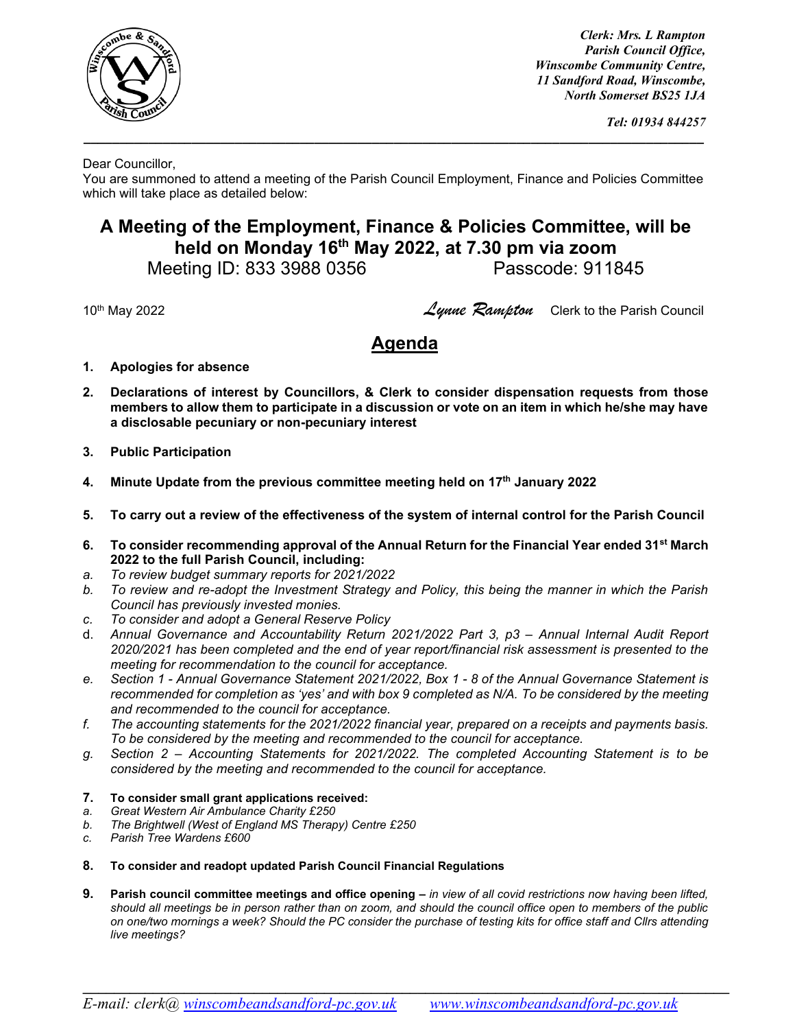*Clerk: Mrs. L Rampton*
*Parish Council Office,*
*Winscombe Community Centre,*
*11 Sandford Road, Winscombe,*
*North Somerset BS25 1JA*

*Tel: 01934 844257*

---

Dear Councillor,
You are summoned to attend a meeting of the Parish Council Employment, Finance and Policies Committee which will take place as detailed below:

# A Meeting of the Employment, Finance & Policies Committee, will be held on Monday 16th May 2022, at 7.30 pm via zoom

Meeting ID: 833 3988 0356 Passcode: 911845

10th May 2022 *Lynne Rampton* Clerk to the Parish Council

## Agenda

1. **Apologies for absence**

2. **Declarations of interest by Councillors, & Clerk to consider dispensation requests from those members to allow them to participate in a discussion or vote on an item in which he/she may have a disclosable pecuniary or non-pecuniary interest**

3. **Public Participation**

4. **Minute Update from the previous committee meeting held on 17th January 2022**

5. **To carry out a review of the effectiveness of the system of internal control for the Parish Council**

6. **To consider recommending approval of the Annual Return for the Financial Year ended 31st March 2022 to the full Parish Council, including:**
   a. *To review budget summary reports for 2021/2022*
   b. *To review and re-adopt the Investment Strategy and Policy, this being the manner in which the Parish Council has previously invested monies.*
   c. *To consider and adopt a General Reserve Policy*
   d. *Annual Governance and Accountability Return 2021/2022 Part 3, p3 – Annual Internal Audit Report 2020/2021 has been completed and the end of year report/financial risk assessment is presented to the meeting for recommendation to the council for acceptance.*
   e. *Section 1 - Annual Governance Statement 2021/2022, Box 1 - 8 of the Annual Governance Statement is recommended for completion as 'yes' and with box 9 completed as N/A. To be considered by the meeting and recommended to the council for acceptance.*
   f. *The accounting statements for the 2021/2022 financial year, prepared on a receipts and payments basis. To be considered by the meeting and recommended to the council for acceptance.*
   g. *Section 2 – Accounting Statements for 2021/2022. The completed Accounting Statement is to be considered by the meeting and recommended to the council for acceptance.*

7. **To consider small grant applications received:**
   a. *Great Western Air Ambulance Charity £250*
   b. *The Brightwell (West of England MS Therapy) Centre £250*
   c. *Parish Tree Wardens £600*

8. **To consider and readopt updated Parish Council Financial Regulations**

9. **Parish council committee meetings and office opening –** *in view of all covid restrictions now having been lifted, should all meetings be in person rather than on zoom, and should the council office open to members of the public on one/two mornings a week? Should the PC consider the purchase of testing kits for office staff and Cllrs attending live meetings?*

*E-mail: clerk@ winscombeandsandford-pc.gov.uk www.winscombeandsandford-pc.gov.uk*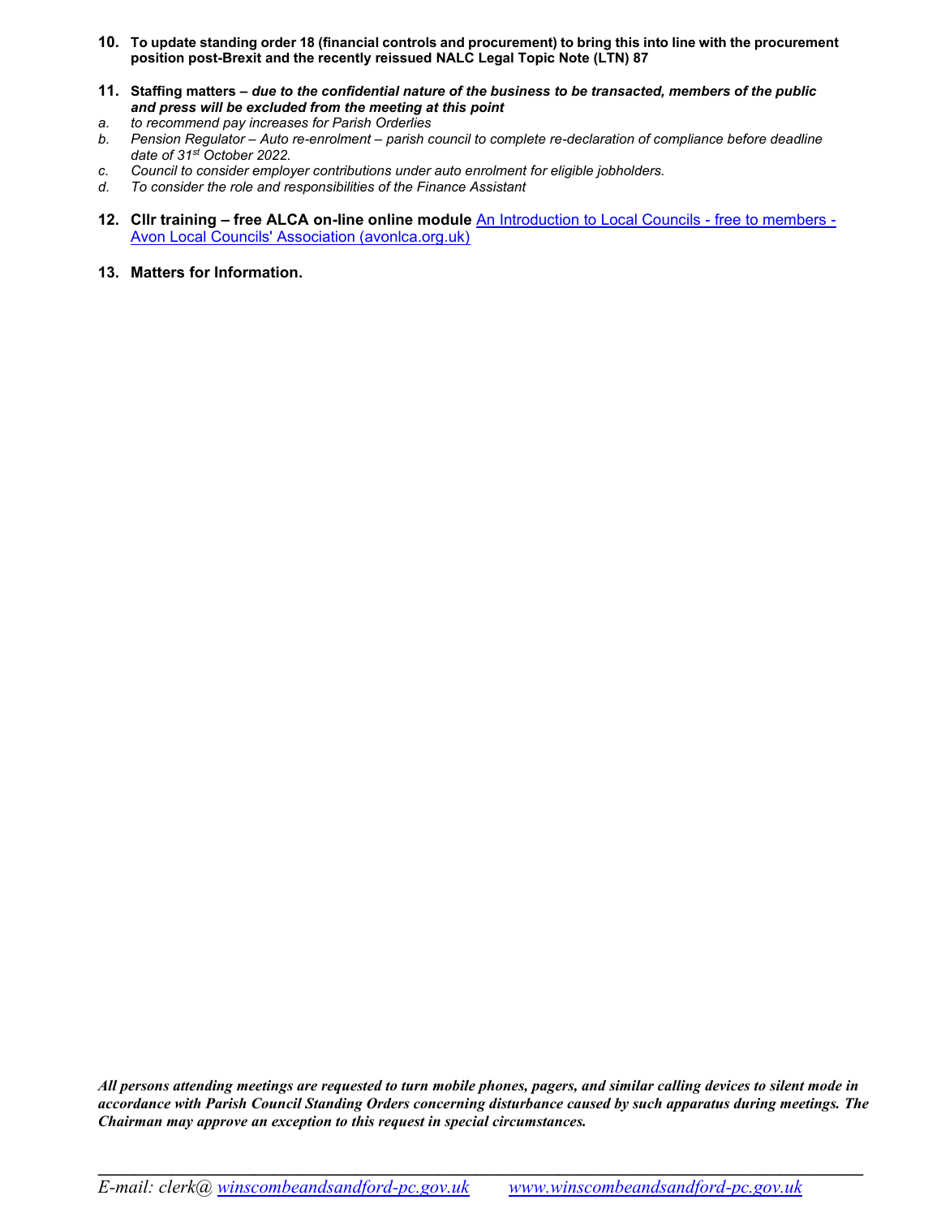10. **To update standing order 18 (financial controls and procurement) to bring this into line with the procurement position post-Brexit and the recently reissued NALC Legal Topic Note (LTN) 87**

11. **Staffing matters – *due to the confidential nature of the business to be transacted, members of the public and press will be excluded from the meeting at this point***
    a. *to recommend pay increases for Parish Orderlies*
    b. *Pension Regulator – Auto re-enrolment – parish council to complete re-declaration of compliance before deadline date of 31st October 2022.*
    c. *Council to consider employer contributions under auto enrolment for eligible jobholders.*
    d. *To consider the role and responsibilities of the Finance Assistant*

12. **Cllr training – free ALCA on-line online module** [An Introduction to Local Councils - free to members - Avon Local Councils' Association (avonlca.org.uk)]

13. **Matters for Information.**

***All persons attending meetings are requested to turn mobile phones, pagers, and similar calling devices to silent mode in accordance with Parish Council Standing Orders concerning disturbance caused by such apparatus during meetings. The Chairman may approve an exception to this request in special circumstances.***

*E-mail: clerk@ winscombeandsandford-pc.gov.uk     www.winscombeandsandford-pc.gov.uk*